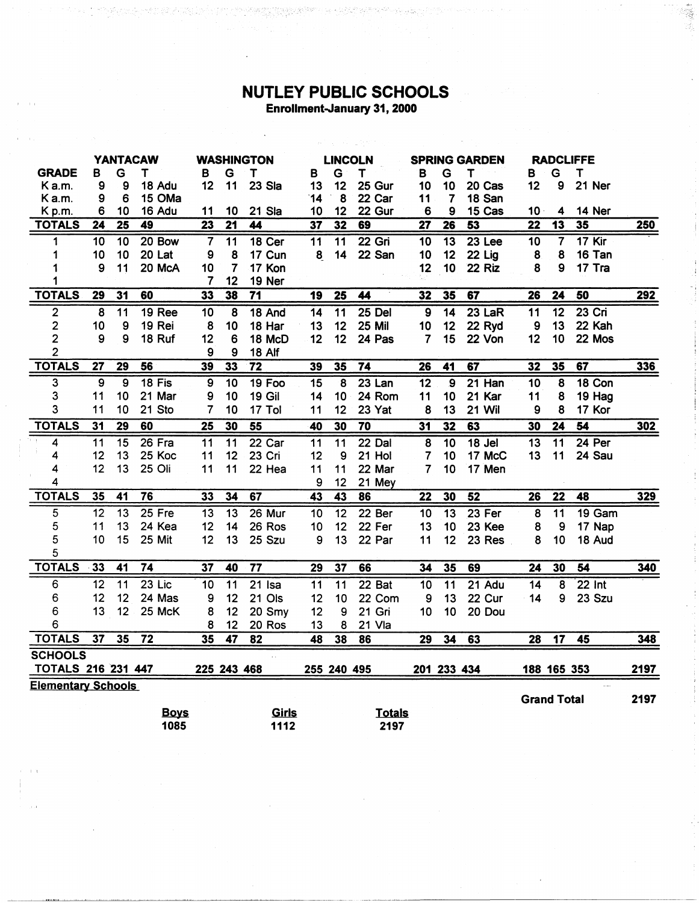# NUTLEY PUBLIC SCHOOLS

**Enrollment-January 31, 2000**

| | YANTACAW | | | WASHINGTON | | | LINCOLN | | | SPRING GARDEN | | | RADCLIFFE | | | |
|---|---|---|---|---|---|---|---|---|---|---|---|---|---|---|---|---|
| **GRADE** | **B** | **G** | **T** | **B** | **G** | **T** | **B** | **G** | **T** | **B** | **G** | **T** | **B** | **G** | **T** | |
| K a.m. | 9 | 9 | 18 Adu | 12 | 11 | 23 Sla | 13 | 12 | 25 Gur | 10 | 10 | 20 Cas | 12 | 9 | 21 Ner | |
| K a.m. | 9 | 6 | 15 OMa | | | | 14 | 8 | 22 Car | 11 | 7 | 18 San | | | | |
| K p.m. | 6 | 10 | 16 Adu | 11 | 10 | 21 Sla | 10 | 12 | 22 Gur | 6 | 9 | 15 Cas | 10 | 4 | 14 Ner | |
| **TOTALS** | **24** | **25** | **49** | **23** | **21** | **44** | **37** | **32** | **69** | **27** | **26** | **53** | **22** | **13** | **35** | **250** |
| 1 | 10 | 10 | 20 Bow | 7 | 11 | 18 Cer | 11 | 11 | 22 Gri | 10 | 13 | 23 Lee | 10 | 7 | 17 Kir | |
| 1 | 10 | 10 | 20 Lat | 9 | 8 | 17 Cun | 8 | 14 | 22 San | 10 | 12 | 22 Lig | 8 | 8 | 16 Tan | |
| 1 | 9 | 11 | 20 McA | 10 | 7 | 17 Kon | | | | 12 | 10 | 22 Riz | 8 | 9 | 17 Tra | |
| 1 | | | | 7 | 12 | 19 Ner | | | | | | | | | | |
| **TOTALS** | **29** | **31** | **60** | **33** | **38** | **71** | **19** | **25** | **44** | **32** | **35** | **67** | **26** | **24** | **50** | **292** |
| 2 | 8 | 11 | 19 Ree | 10 | 8 | 18 And | 14 | 11 | 25 Del | 9 | 14 | 23 LaR | 11 | 12 | 23 Cri | |
| 2 | 10 | 9 | 19 Rei | 8 | 10 | 18 Har | 13 | 12 | 25 Mil | 10 | 12 | 22 Ryd | 9 | 13 | 22 Kah | |
| 2 | 9 | 9 | 18 Ruf | 12 | 6 | 18 McD | 12 | 12 | 24 Pas | 7 | 15 | 22 Von | 12 | 10 | 22 Mos | |
| 2 | | | | 9 | 9 | 18 Alf | | | | | | | | | | |
| **TOTALS** | **27** | **29** | **56** | **39** | **33** | **72** | **39** | **35** | **74** | **26** | **41** | **67** | **32** | **35** | **67** | **336** |
| 3 | 9 | 9 | 18 Fis | 9 | 10 | 19 Foo | 15 | 8 | 23 Lan | 12 | 9 | 21 Han | 10 | 8 | 18 Con | |
| 3 | 11 | 10 | 21 Mar | 9 | 10 | 19 Gil | 14 | 10 | 24 Rom | 11 | 10 | 21 Kar | 11 | 8 | 19 Hag | |
| 3 | 11 | 10 | 21 Sto | 7 | 10 | 17 Tol | 11 | 12 | 23 Yat | 8 | 13 | 21 Wil | 9 | 8 | 17 Kor | |
| **TOTALS** | **31** | **29** | **60** | **25** | **30** | **55** | **40** | **30** | **70** | **31** | **32** | **63** | **30** | **24** | **54** | **302** |
| 4 | 11 | 15 | 26 Fra | 11 | 11 | 22 Car | 11 | 11 | 22 Dal | 8 | 10 | 18 Jel | 13 | 11 | 24 Per | |
| 4 | 12 | 13 | 25 Koc | 11 | 12 | 23 Cri | 12 | 9 | 21 Hol | 7 | 10 | 17 McC | 13 | 11 | 24 Sau | |
| 4 | 12 | 13 | 25 Oli | 11 | 11 | 22 Hea | 11 | 11 | 22 Mar | 7 | 10 | 17 Men | | | | |
| 4 | | | | | | | 9 | 12 | 21 Mey | | | | | | | |
| **TOTALS** | **35** | **41** | **76** | **33** | **34** | **67** | **43** | **43** | **86** | **22** | **30** | **52** | **26** | **22** | **48** | **329** |
| 5 | 12 | 13 | 25 Fre | 13 | 13 | 26 Mur | 10 | 12 | 22 Ber | 10 | 13 | 23 Fer | 8 | 11 | 19 Gam | |
| 5 | 11 | 13 | 24 Kea | 12 | 14 | 26 Ros | 10 | 12 | 22 Fer | 13 | 10 | 23 Kee | 8 | 9 | 17 Nap | |
| 5 | 10 | 15 | 25 Mit | 12 | 13 | 25 Szu | 9 | 13 | 22 Par | 11 | 12 | 23 Res | 8 | 10 | 18 Aud | |
| 5 | | | | | | | | | | | | | | | | |
| **TOTALS** | **33** | **41** | **74** | **37** | **40** | **77** | **29** | **37** | **66** | **34** | **35** | **69** | **24** | **30** | **54** | **340** |
| 6 | 12 | 11 | 23 Lic | 10 | 11 | 21 Isa | 11 | 11 | 22 Bat | 10 | 11 | 21 Adu | 14 | 8 | 22 Int | |
| 6 | 12 | 12 | 24 Mas | 9 | 12 | 21 Ols | 12 | 10 | 22 Com | 9 | 13 | 22 Cur | 14 | 9 | 23 Szu | |
| 6 | 13 | 12 | 25 McK | 8 | 12 | 20 Smy | 12 | 9 | 21 Gri | 10 | 10 | 20 Dou | | | | |
| 6 | | | | 8 | 12 | 20 Ros | 13 | 8 | 21 Vla | | | | | | | |
| **TOTALS** | **37** | **35** | **72** | **35** | **47** | **82** | **48** | **38** | **86** | **29** | **34** | **63** | **28** | **17** | **45** | **348** |
| **SCHOOLS TOTALS** | **216** | **231** | **447** | **225** | **243** | **468** | **255** | **240** | **495** | **201** | **233** | **434** | **188** | **165** | **353** | **2197** |

**Elementary Schools**

**Grand Total 2197**

| **Boys** | **Girls** | **Totals** |
|---|---|---|
| **1085** | **1112** | **2197** |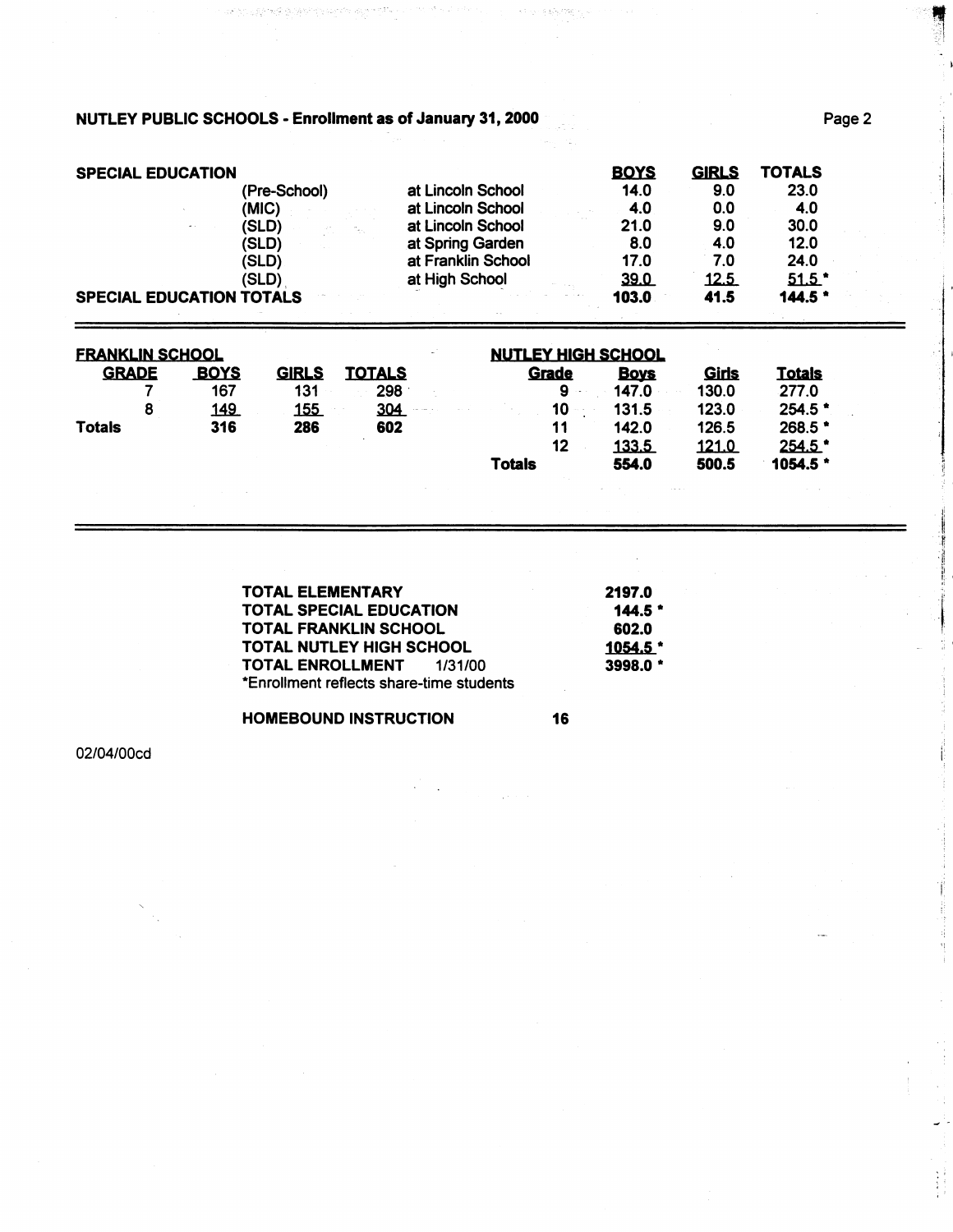## NUTLEY PUBLIC SCHOOLS - Enrollment as of January 31, 2000

| SPECIAL EDUCATION | | | BOYS | GIRLS | TOTALS |
|---|---|---|---|---|---|
| | (Pre-School) | at Lincoln School | 14.0 | 9.0 | 23.0 |
| | (MIC) | at Lincoln School | 4.0 | 0.0 | 4.0 |
| | (SLD) | at Lincoln School | 21.0 | 9.0 | 30.0 |
| | (SLD) | at Spring Garden | 8.0 | 4.0 | 12.0 |
| | (SLD) | at Franklin School | 17.0 | 7.0 | 24.0 |
| | (SLD) | at High School | 39.0 | 12.5 | 51.5 * |
| **SPECIAL EDUCATION TOTALS** | | | 103.0 | 41.5 | 144.5 * |

**FRANKLIN SCHOOL**

| GRADE | BOYS | GIRLS | TOTALS |
|---|---|---|---|
| 7 | 167 | 131 | 298 |
| 8 | 149 | 155 | 304 |
| **Totals** | 316 | 286 | 602 |

**NUTLEY HIGH SCHOOL**

| Grade | Boys | Girls | Totals |
|---|---|---|---|
| 9 | 147.0 | 130.0 | 277.0 |
| 10 | 131.5 | 123.0 | 254.5 * |
| 11 | 142.0 | 126.5 | 268.5 * |
| 12 | 133.5 | 121.0 | 254.5 * |
| **Totals** | 554.0 | 500.5 | 1054.5 * |

| | |
|---|---|
| **TOTAL ELEMENTARY** | 2197.0 |
| **TOTAL SPECIAL EDUCATION** | 144.5 * |
| **TOTAL FRANKLIN SCHOOL** | 602.0 |
| **TOTAL NUTLEY HIGH SCHOOL** | 1054.5 * |
| **TOTAL ENROLLMENT** 1/31/00 | 3998.0 * |

*Enrollment reflects share-time students

**HOMEBOUND INSTRUCTION** 16

02/04/00cd